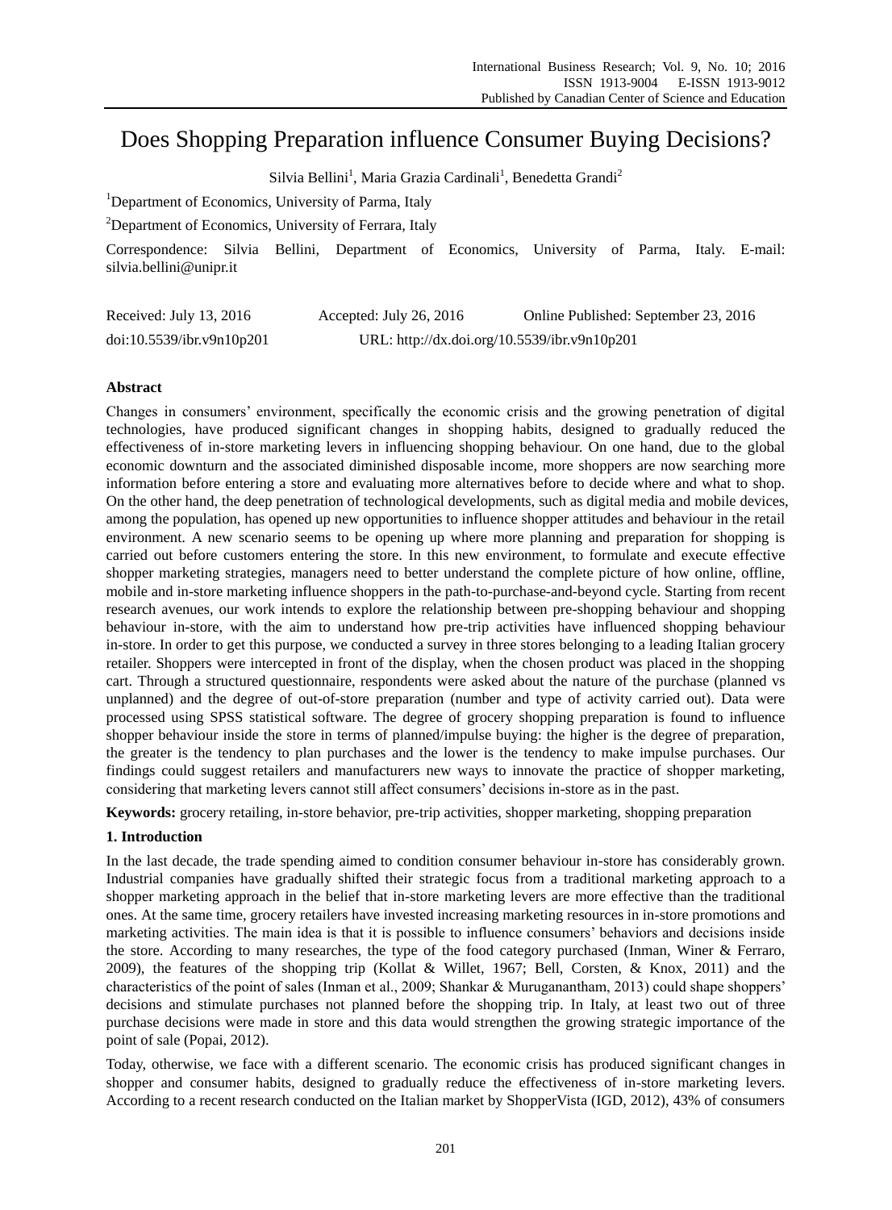# Does Shopping Preparation influence Consumer Buying Decisions?

Silvia Bellini[1], Maria Grazia Cardinali[1], Benedetta Grandi[2]

[1]Department of Economics, University of Parma, Italy

[2]Department of Economics, University of Ferrara, Italy

Correspondence: Silvia Bellini, Department of Economics, University of Parma, Italy. E-mail: silvia.bellini@unipr.it

Received: July 13, 2016 Accepted: July 26, 2016 Online Published: September 23, 2016

doi:10.5539/ibr.v9n10p201 URL: http://dx.doi.org/10.5539/ibr.v9n10p201

## Abstract

Changes in consumers' environment, specifically the economic crisis and the growing penetration of digital technologies, have produced significant changes in shopping habits, designed to gradually reduced the effectiveness of in-store marketing levers in influencing shopping behaviour. On one hand, due to the global economic downturn and the associated diminished disposable income, more shoppers are now searching more information before entering a store and evaluating more alternatives before to decide where and what to shop. On the other hand, the deep penetration of technological developments, such as digital media and mobile devices, among the population, has opened up new opportunities to influence shopper attitudes and behaviour in the retail environment. A new scenario seems to be opening up where more planning and preparation for shopping is carried out before customers entering the store. In this new environment, to formulate and execute effective shopper marketing strategies, managers need to better understand the complete picture of how online, offline, mobile and in-store marketing influence shoppers in the path-to-purchase-and-beyond cycle. Starting from recent research avenues, our work intends to explore the relationship between pre-shopping behaviour and shopping behaviour in-store, with the aim to understand how pre-trip activities have influenced shopping behaviour in-store. In order to get this purpose, we conducted a survey in three stores belonging to a leading Italian grocery retailer. Shoppers were intercepted in front of the display, when the chosen product was placed in the shopping cart. Through a structured questionnaire, respondents were asked about the nature of the purchase (planned vs unplanned) and the degree of out-of-store preparation (number and type of activity carried out). Data were processed using SPSS statistical software. The degree of grocery shopping preparation is found to influence shopper behaviour inside the store in terms of planned/impulse buying: the higher is the degree of preparation, the greater is the tendency to plan purchases and the lower is the tendency to make impulse purchases. Our findings could suggest retailers and manufacturers new ways to innovate the practice of shopper marketing, considering that marketing levers cannot still affect consumers' decisions in-store as in the past.

**Keywords:** grocery retailing, in-store behavior, pre-trip activities, shopper marketing, shopping preparation

## 1. Introduction

In the last decade, the trade spending aimed to condition consumer behaviour in-store has considerably grown. Industrial companies have gradually shifted their strategic focus from a traditional marketing approach to a shopper marketing approach in the belief that in-store marketing levers are more effective than the traditional ones. At the same time, grocery retailers have invested increasing marketing resources in in-store promotions and marketing activities. The main idea is that it is possible to influence consumers' behaviors and decisions inside the store. According to many researches, the type of the food category purchased (Inman, Winer & Ferraro, 2009), the features of the shopping trip (Kollat & Willet, 1967; Bell, Corsten, & Knox, 2011) and the characteristics of the point of sales (Inman et al., 2009; Shankar & Muruganantham, 2013) could shape shoppers' decisions and stimulate purchases not planned before the shopping trip. In Italy, at least two out of three purchase decisions were made in store and this data would strengthen the growing strategic importance of the point of sale (Popai, 2012).

Today, otherwise, we face with a different scenario. The economic crisis has produced significant changes in shopper and consumer habits, designed to gradually reduce the effectiveness of in-store marketing levers. According to a recent research conducted on the Italian market by ShopperVista (IGD, 2012), 43% of consumers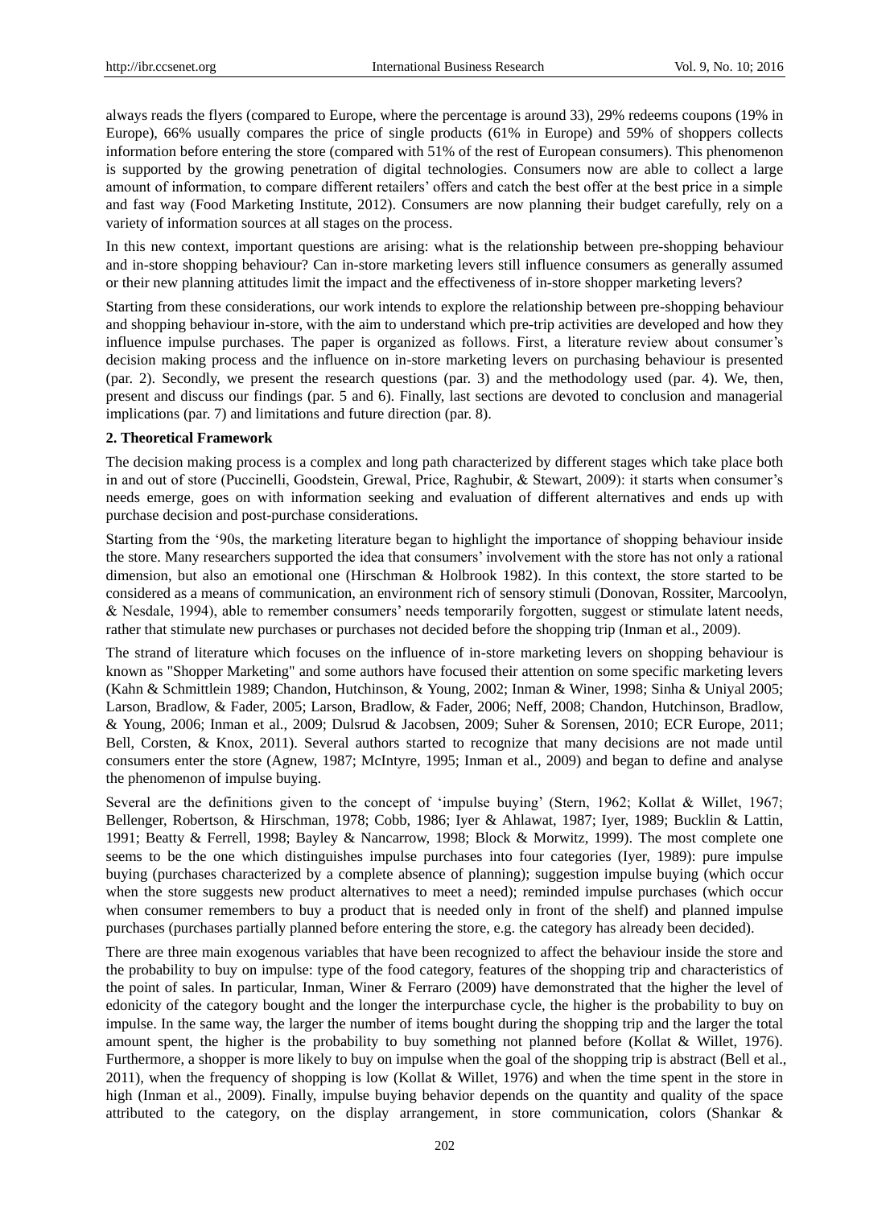always reads the flyers (compared to Europe, where the percentage is around 33), 29% redeems coupons (19% in Europe), 66% usually compares the price of single products (61% in Europe) and 59% of shoppers collects information before entering the store (compared with 51% of the rest of European consumers). This phenomenon is supported by the growing penetration of digital technologies. Consumers now are able to collect a large amount of information, to compare different retailers' offers and catch the best offer at the best price in a simple and fast way (Food Marketing Institute, 2012). Consumers are now planning their budget carefully, rely on a variety of information sources at all stages on the process.

In this new context, important questions are arising: what is the relationship between pre-shopping behaviour and in-store shopping behaviour? Can in-store marketing levers still influence consumers as generally assumed or their new planning attitudes limit the impact and the effectiveness of in-store shopper marketing levers?

Starting from these considerations, our work intends to explore the relationship between pre-shopping behaviour and shopping behaviour in-store, with the aim to understand which pre-trip activities are developed and how they influence impulse purchases. The paper is organized as follows. First, a literature review about consumer's decision making process and the influence on in-store marketing levers on purchasing behaviour is presented (par. 2). Secondly, we present the research questions (par. 3) and the methodology used (par. 4). We, then, present and discuss our findings (par. 5 and 6). Finally, last sections are devoted to conclusion and managerial implications (par. 7) and limitations and future direction (par. 8).

## 2. Theoretical Framework

The decision making process is a complex and long path characterized by different stages which take place both in and out of store (Puccinelli, Goodstein, Grewal, Price, Raghubir, & Stewart, 2009): it starts when consumer's needs emerge, goes on with information seeking and evaluation of different alternatives and ends up with purchase decision and post-purchase considerations.

Starting from the '90s, the marketing literature began to highlight the importance of shopping behaviour inside the store. Many researchers supported the idea that consumers' involvement with the store has not only a rational dimension, but also an emotional one (Hirschman & Holbrook 1982). In this context, the store started to be considered as a means of communication, an environment rich of sensory stimuli (Donovan, Rossiter, Marcoolyn, & Nesdale, 1994), able to remember consumers' needs temporarily forgotten, suggest or stimulate latent needs, rather that stimulate new purchases or purchases not decided before the shopping trip (Inman et al., 2009).

The strand of literature which focuses on the influence of in-store marketing levers on shopping behaviour is known as "Shopper Marketing" and some authors have focused their attention on some specific marketing levers (Kahn & Schmittlein 1989; Chandon, Hutchinson, & Young, 2002; Inman & Winer, 1998; Sinha & Uniyal 2005; Larson, Bradlow, & Fader, 2005; Larson, Bradlow, & Fader, 2006; Neff, 2008; Chandon, Hutchinson, Bradlow, & Young, 2006; Inman et al., 2009; Dulsrud & Jacobsen, 2009; Suher & Sorensen, 2010; ECR Europe, 2011; Bell, Corsten, & Knox, 2011). Several authors started to recognize that many decisions are not made until consumers enter the store (Agnew, 1987; McIntyre, 1995; Inman et al., 2009) and began to define and analyse the phenomenon of impulse buying.

Several are the definitions given to the concept of 'impulse buying' (Stern, 1962; Kollat & Willet, 1967; Bellenger, Robertson, & Hirschman, 1978; Cobb, 1986; Iyer & Ahlawat, 1987; Iyer, 1989; Bucklin & Lattin, 1991; Beatty & Ferrell, 1998; Bayley & Nancarrow, 1998; Block & Morwitz, 1999). The most complete one seems to be the one which distinguishes impulse purchases into four categories (Iyer, 1989): pure impulse buying (purchases characterized by a complete absence of planning); suggestion impulse buying (which occur when the store suggests new product alternatives to meet a need); reminded impulse purchases (which occur when consumer remembers to buy a product that is needed only in front of the shelf) and planned impulse purchases (purchases partially planned before entering the store, e.g. the category has already been decided).

There are three main exogenous variables that have been recognized to affect the behaviour inside the store and the probability to buy on impulse: type of the food category, features of the shopping trip and characteristics of the point of sales. In particular, Inman, Winer & Ferraro (2009) have demonstrated that the higher the level of edonicity of the category bought and the longer the interpurchase cycle, the higher is the probability to buy on impulse. In the same way, the larger the number of items bought during the shopping trip and the larger the total amount spent, the higher is the probability to buy something not planned before (Kollat & Willet, 1976). Furthermore, a shopper is more likely to buy on impulse when the goal of the shopping trip is abstract (Bell et al., 2011), when the frequency of shopping is low (Kollat & Willet, 1976) and when the time spent in the store in high (Inman et al., 2009). Finally, impulse buying behavior depends on the quantity and quality of the space attributed to the category, on the display arrangement, in store communication, colors (Shankar &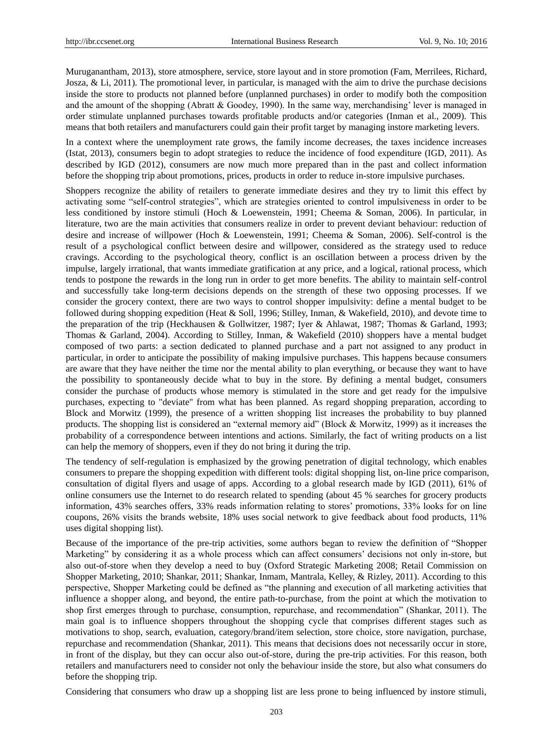Muruganantham, 2013), store atmosphere, service, store layout and in store promotion (Fam, Merrilees, Richard, Josza, & Li, 2011). The promotional lever, in particular, is managed with the aim to drive the purchase decisions inside the store to products not planned before (unplanned purchases) in order to modify both the composition and the amount of the shopping (Abratt & Goodey, 1990). In the same way, merchandising' lever is managed in order stimulate unplanned purchases towards profitable products and/or categories (Inman et al., 2009). This means that both retailers and manufacturers could gain their profit target by managing instore marketing levers.

In a context where the unemployment rate grows, the family income decreases, the taxes incidence increases (Istat, 2013), consumers begin to adopt strategies to reduce the incidence of food expenditure (IGD, 2011). As described by IGD (2012), consumers are now much more prepared than in the past and collect information before the shopping trip about promotions, prices, products in order to reduce in-store impulsive purchases.

Shoppers recognize the ability of retailers to generate immediate desires and they try to limit this effect by activating some "self-control strategies", which are strategies oriented to control impulsiveness in order to be less conditioned by instore stimuli (Hoch & Loewenstein, 1991; Cheema & Soman, 2006). In particular, in literature, two are the main activities that consumers realize in order to prevent deviant behaviour: reduction of desire and increase of willpower (Hoch & Loewenstein, 1991; Cheema & Soman, 2006). Self-control is the result of a psychological conflict between desire and willpower, considered as the strategy used to reduce cravings. According to the psychological theory, conflict is an oscillation between a process driven by the impulse, largely irrational, that wants immediate gratification at any price, and a logical, rational process, which tends to postpone the rewards in the long run in order to get more benefits. The ability to maintain self-control and successfully take long-term decisions depends on the strength of these two opposing processes. If we consider the grocery context, there are two ways to control shopper impulsivity: define a mental budget to be followed during shopping expedition (Heat & Soll, 1996; Stilley, Inman, & Wakefield, 2010), and devote time to the preparation of the trip (Heckhausen & Gollwitzer, 1987; Iyer & Ahlawat, 1987; Thomas & Garland, 1993; Thomas & Garland, 2004). According to Stilley, Inman, & Wakefield (2010) shoppers have a mental budget composed of two parts: a section dedicated to planned purchase and a part not assigned to any product in particular, in order to anticipate the possibility of making impulsive purchases. This happens because consumers are aware that they have neither the time nor the mental ability to plan everything, or because they want to have the possibility to spontaneously decide what to buy in the store. By defining a mental budget, consumers consider the purchase of products whose memory is stimulated in the store and get ready for the impulsive purchases, expecting to "deviate" from what has been planned. As regard shopping preparation, according to Block and Morwitz (1999), the presence of a written shopping list increases the probability to buy planned products. The shopping list is considered an "external memory aid" (Block & Morwitz, 1999) as it increases the probability of a correspondence between intentions and actions. Similarly, the fact of writing products on a list can help the memory of shoppers, even if they do not bring it during the trip.

The tendency of self-regulation is emphasized by the growing penetration of digital technology, which enables consumers to prepare the shopping expedition with different tools: digital shopping list, on-line price comparison, consultation of digital flyers and usage of apps. According to a global research made by IGD (2011), 61% of online consumers use the Internet to do research related to spending (about 45 % searches for grocery products information, 43% searches offers, 33% reads information relating to stores' promotions, 33% looks for on line coupons, 26% visits the brands website, 18% uses social network to give feedback about food products, 11% uses digital shopping list).

Because of the importance of the pre-trip activities, some authors began to review the definition of "Shopper Marketing" by considering it as a whole process which can affect consumers' decisions not only in-store, but also out-of-store when they develop a need to buy (Oxford Strategic Marketing 2008; Retail Commission on Shopper Marketing, 2010; Shankar, 2011; Shankar, Inmam, Mantrala, Kelley, & Rizley, 2011). According to this perspective, Shopper Marketing could be defined as "the planning and execution of all marketing activities that influence a shopper along, and beyond, the entire path-to-purchase, from the point at which the motivation to shop first emerges through to purchase, consumption, repurchase, and recommendation" (Shankar, 2011). The main goal is to influence shoppers throughout the shopping cycle that comprises different stages such as motivations to shop, search, evaluation, category/brand/item selection, store choice, store navigation, purchase, repurchase and recommendation (Shankar, 2011). This means that decisions does not necessarily occur in store, in front of the display, but they can occur also out-of-store, during the pre-trip activities. For this reason, both retailers and manufacturers need to consider not only the behaviour inside the store, but also what consumers do before the shopping trip.

Considering that consumers who draw up a shopping list are less prone to being influenced by instore stimuli,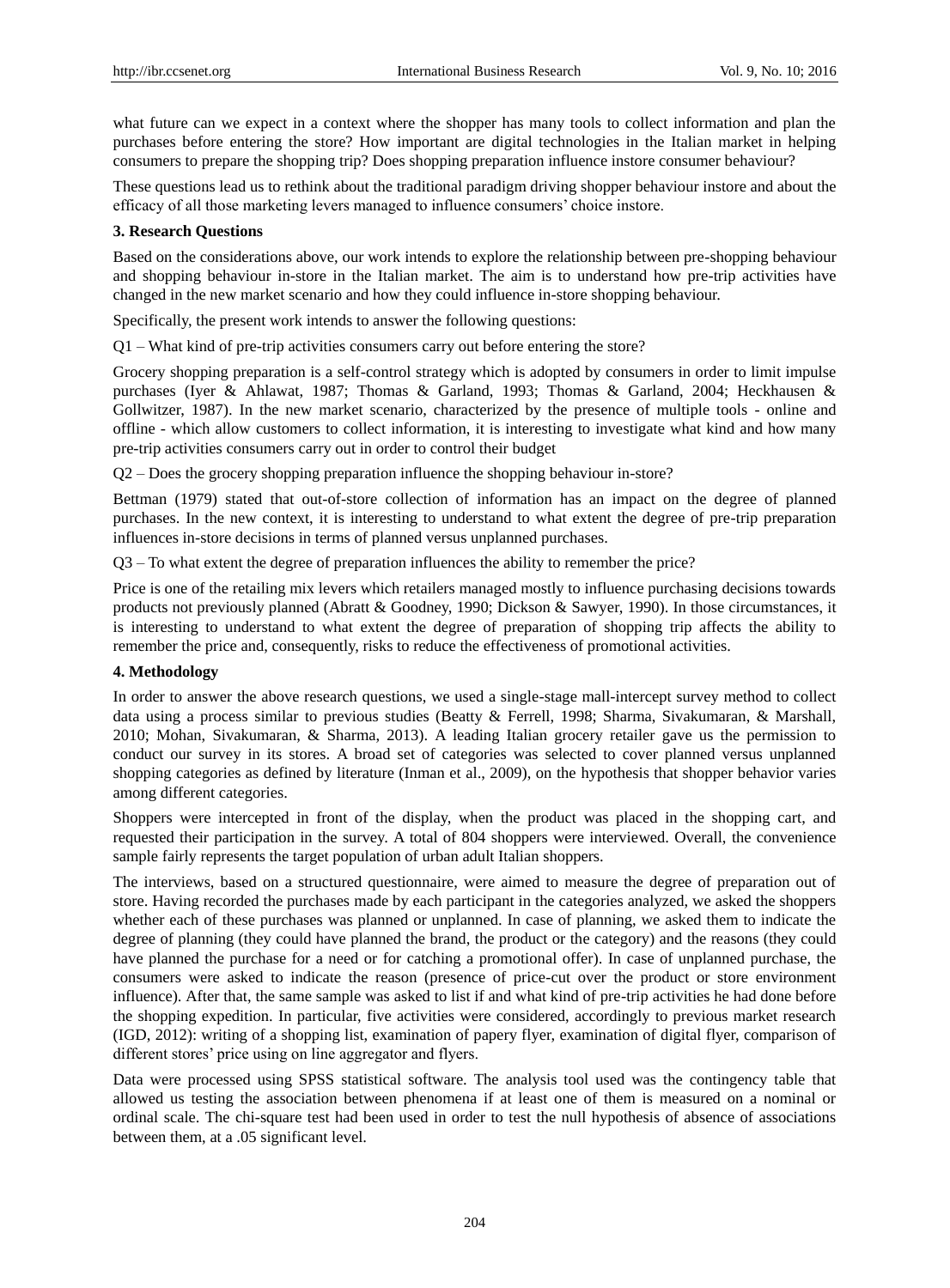what future can we expect in a context where the shopper has many tools to collect information and plan the purchases before entering the store? How important are digital technologies in the Italian market in helping consumers to prepare the shopping trip? Does shopping preparation influence instore consumer behaviour?

These questions lead us to rethink about the traditional paradigm driving shopper behaviour instore and about the efficacy of all those marketing levers managed to influence consumers' choice instore.

## 3. Research Questions

Based on the considerations above, our work intends to explore the relationship between pre-shopping behaviour and shopping behaviour in-store in the Italian market. The aim is to understand how pre-trip activities have changed in the new market scenario and how they could influence in-store shopping behaviour.

Specifically, the present work intends to answer the following questions:

Q1 – What kind of pre-trip activities consumers carry out before entering the store?

Grocery shopping preparation is a self-control strategy which is adopted by consumers in order to limit impulse purchases (Iyer & Ahlawat, 1987; Thomas & Garland, 1993; Thomas & Garland, 2004; Heckhausen & Gollwitzer, 1987). In the new market scenario, characterized by the presence of multiple tools - online and offline - which allow customers to collect information, it is interesting to investigate what kind and how many pre-trip activities consumers carry out in order to control their budget

Q2 – Does the grocery shopping preparation influence the shopping behaviour in-store?

Bettman (1979) stated that out-of-store collection of information has an impact on the degree of planned purchases. In the new context, it is interesting to understand to what extent the degree of pre-trip preparation influences in-store decisions in terms of planned versus unplanned purchases.

Q3 – To what extent the degree of preparation influences the ability to remember the price?

Price is one of the retailing mix levers which retailers managed mostly to influence purchasing decisions towards products not previously planned (Abratt & Goodney, 1990; Dickson & Sawyer, 1990). In those circumstances, it is interesting to understand to what extent the degree of preparation of shopping trip affects the ability to remember the price and, consequently, risks to reduce the effectiveness of promotional activities.

## 4. Methodology

In order to answer the above research questions, we used a single-stage mall-intercept survey method to collect data using a process similar to previous studies (Beatty & Ferrell, 1998; Sharma, Sivakumaran, & Marshall, 2010; Mohan, Sivakumaran, & Sharma, 2013). A leading Italian grocery retailer gave us the permission to conduct our survey in its stores. A broad set of categories was selected to cover planned versus unplanned shopping categories as defined by literature (Inman et al., 2009), on the hypothesis that shopper behavior varies among different categories.

Shoppers were intercepted in front of the display, when the product was placed in the shopping cart, and requested their participation in the survey. A total of 804 shoppers were interviewed. Overall, the convenience sample fairly represents the target population of urban adult Italian shoppers.

The interviews, based on a structured questionnaire, were aimed to measure the degree of preparation out of store. Having recorded the purchases made by each participant in the categories analyzed, we asked the shoppers whether each of these purchases was planned or unplanned. In case of planning, we asked them to indicate the degree of planning (they could have planned the brand, the product or the category) and the reasons (they could have planned the purchase for a need or for catching a promotional offer). In case of unplanned purchase, the consumers were asked to indicate the reason (presence of price-cut over the product or store environment influence). After that, the same sample was asked to list if and what kind of pre-trip activities he had done before the shopping expedition. In particular, five activities were considered, accordingly to previous market research (IGD, 2012): writing of a shopping list, examination of papery flyer, examination of digital flyer, comparison of different stores' price using on line aggregator and flyers.

Data were processed using SPSS statistical software. The analysis tool used was the contingency table that allowed us testing the association between phenomena if at least one of them is measured on a nominal or ordinal scale. The chi-square test had been used in order to test the null hypothesis of absence of associations between them, at a .05 significant level.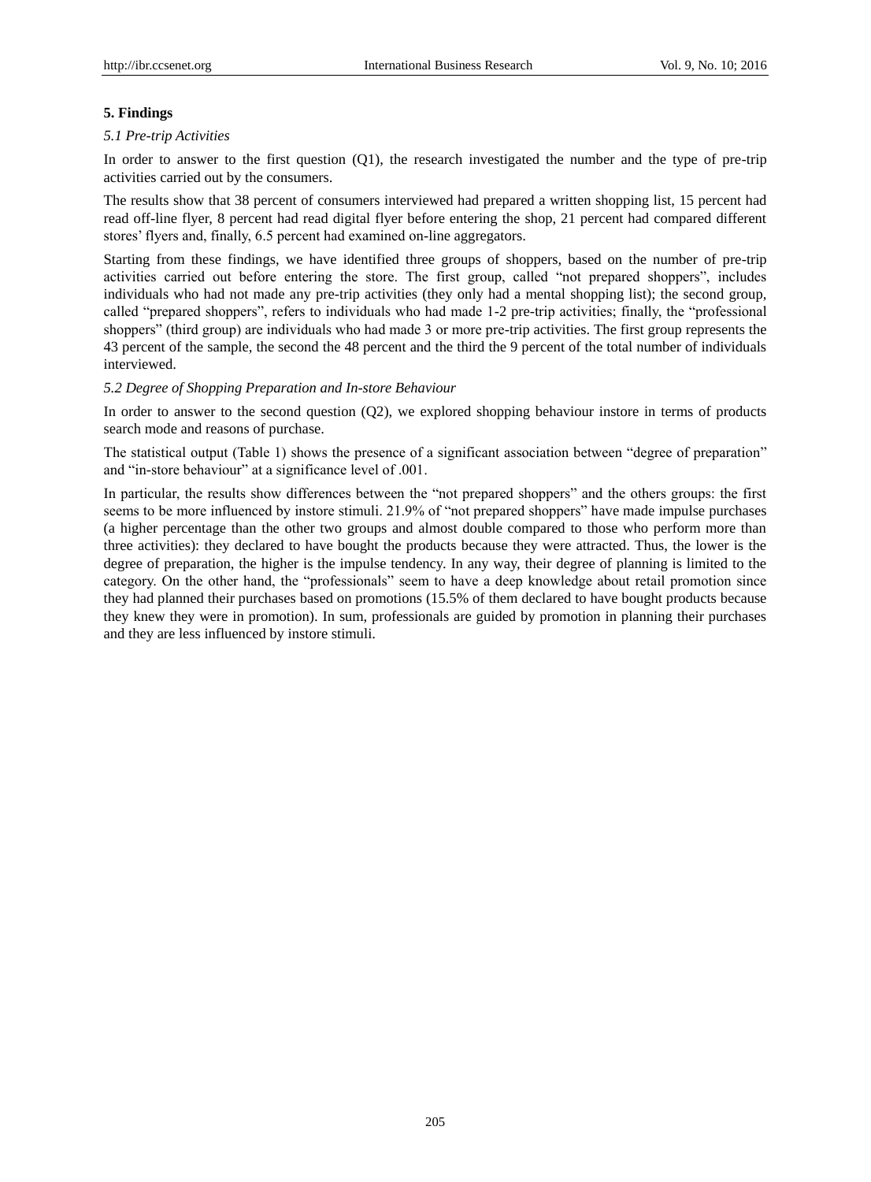## 5. Findings

### *5.1 Pre-trip Activities*

In order to answer to the first question (Q1), the research investigated the number and the type of pre-trip activities carried out by the consumers.

The results show that 38 percent of consumers interviewed had prepared a written shopping list, 15 percent had read off-line flyer, 8 percent had read digital flyer before entering the shop, 21 percent had compared different stores' flyers and, finally, 6.5 percent had examined on-line aggregators.

Starting from these findings, we have identified three groups of shoppers, based on the number of pre-trip activities carried out before entering the store. The first group, called "not prepared shoppers", includes individuals who had not made any pre-trip activities (they only had a mental shopping list); the second group, called "prepared shoppers", refers to individuals who had made 1-2 pre-trip activities; finally, the "professional shoppers" (third group) are individuals who had made 3 or more pre-trip activities. The first group represents the 43 percent of the sample, the second the 48 percent and the third the 9 percent of the total number of individuals interviewed.

### *5.2 Degree of Shopping Preparation and In-store Behaviour*

In order to answer to the second question (Q2), we explored shopping behaviour instore in terms of products search mode and reasons of purchase.

The statistical output (Table 1) shows the presence of a significant association between "degree of preparation" and "in-store behaviour" at a significance level of .001.

In particular, the results show differences between the "not prepared shoppers" and the others groups: the first seems to be more influenced by instore stimuli. 21.9% of "not prepared shoppers" have made impulse purchases (a higher percentage than the other two groups and almost double compared to those who perform more than three activities): they declared to have bought the products because they were attracted. Thus, the lower is the degree of preparation, the higher is the impulse tendency. In any way, their degree of planning is limited to the category. On the other hand, the "professionals" seem to have a deep knowledge about retail promotion since they had planned their purchases based on promotions (15.5% of them declared to have bought products because they knew they were in promotion). In sum, professionals are guided by promotion in planning their purchases and they are less influenced by instore stimuli.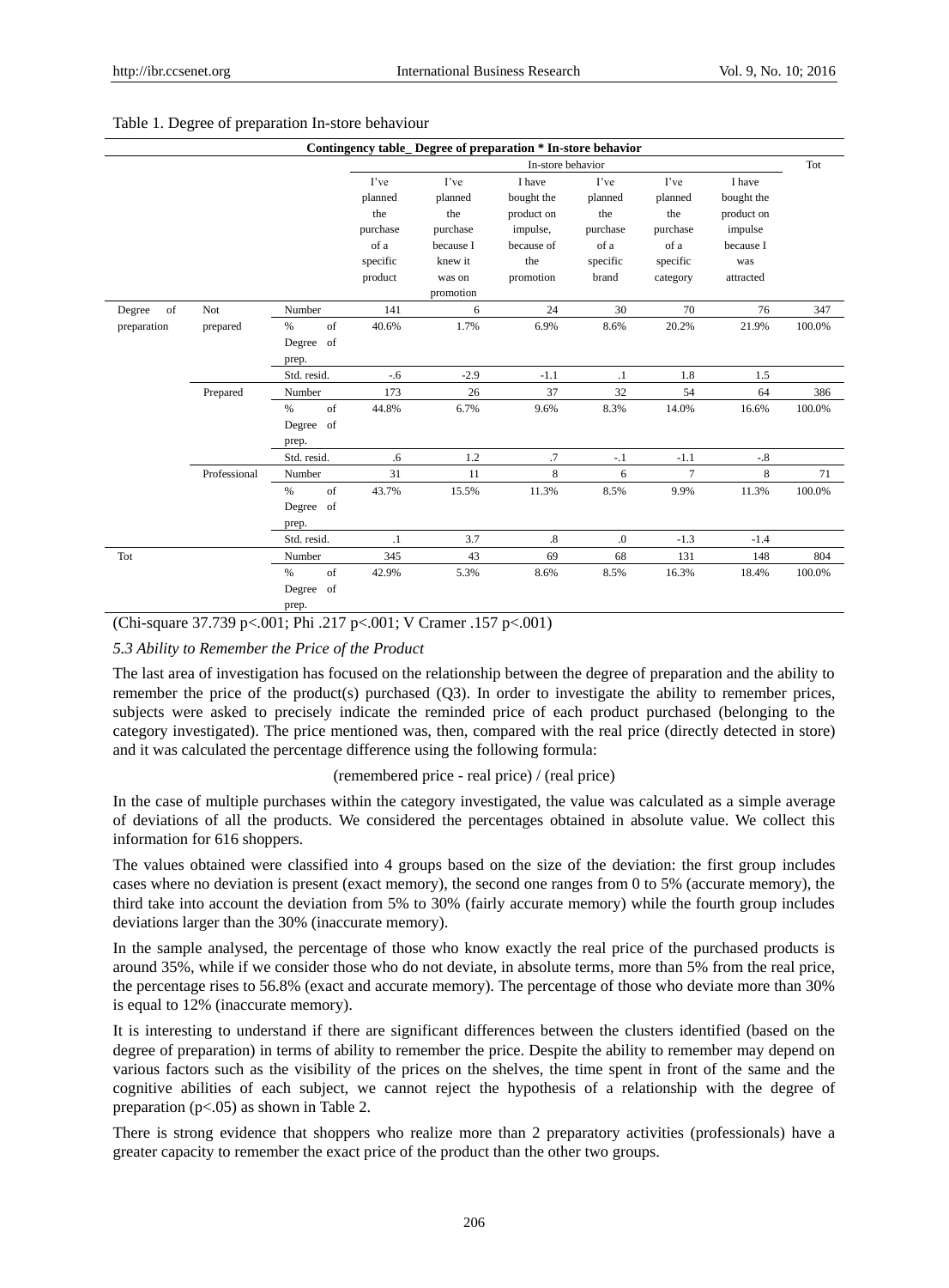Table 1. Degree of preparation In-store behaviour

| Contingency table_ Degree of preparation * In-store behavior | | | | | | | | | |
|---|---|---|---|---|---|---|---|---|---|
| | | | In-store behavior | | | | | | Tot |
| | | | I've planned the purchase of a specific product | I've planned the purchase because I knew it was on promotion | I have bought the product on impulse, because of the promotion | I've planned the purchase of a specific brand | I've planned the purchase of a specific category | I have bought the product on impulse because I was attracted | |
| Degree of preparation | Not prepared | Number | 141 | 6 | 24 | 30 | 70 | 76 | 347 |
| | | % of Degree of prep. | 40.6% | 1.7% | 6.9% | 8.6% | 20.2% | 21.9% | 100.0% |
| | | Std. resid. | -.6 | -2.9 | -1.1 | .1 | 1.8 | 1.5 | |
| | Prepared | Number | 173 | 26 | 37 | 32 | 54 | 64 | 386 |
| | | % of Degree of prep. | 44.8% | 6.7% | 9.6% | 8.3% | 14.0% | 16.6% | 100.0% |
| | | Std. resid. | .6 | 1.2 | .7 | -.1 | -1.1 | -.8 | |
| | Professional | Number | 31 | 11 | 8 | 6 | 7 | 8 | 71 |
| | | % of Degree of prep. | 43.7% | 15.5% | 11.3% | 8.5% | 9.9% | 11.3% | 100.0% |
| | | Std. resid. | .1 | 3.7 | .8 | .0 | -1.3 | -1.4 | |
| Tot | | Number | 345 | 43 | 69 | 68 | 131 | 148 | 804 |
| | | % of Degree of prep. | 42.9% | 5.3% | 8.6% | 8.5% | 16.3% | 18.4% | 100.0% |

(Chi-square 37.739 p<.001; Phi .217 p<.001; V Cramer .157 p<.001)

### *5.3 Ability to Remember the Price of the Product*

The last area of investigation has focused on the relationship between the degree of preparation and the ability to remember the price of the product(s) purchased (Q3). In order to investigate the ability to remember prices, subjects were asked to precisely indicate the reminded price of each product purchased (belonging to the category investigated). The price mentioned was, then, compared with the real price (directly detected in store) and it was calculated the percentage difference using the following formula:

$$(\text{remembered price} - \text{real price}) / (\text{real price})$$

In the case of multiple purchases within the category investigated, the value was calculated as a simple average of deviations of all the products. We considered the percentages obtained in absolute value. We collect this information for 616 shoppers.

The values obtained were classified into 4 groups based on the size of the deviation: the first group includes cases where no deviation is present (exact memory), the second one ranges from 0 to 5% (accurate memory), the third take into account the deviation from 5% to 30% (fairly accurate memory) while the fourth group includes deviations larger than the 30% (inaccurate memory).

In the sample analysed, the percentage of those who know exactly the real price of the purchased products is around 35%, while if we consider those who do not deviate, in absolute terms, more than 5% from the real price, the percentage rises to 56.8% (exact and accurate memory). The percentage of those who deviate more than 30% is equal to 12% (inaccurate memory).

It is interesting to understand if there are significant differences between the clusters identified (based on the degree of preparation) in terms of ability to remember the price. Despite the ability to remember may depend on various factors such as the visibility of the prices on the shelves, the time spent in front of the same and the cognitive abilities of each subject, we cannot reject the hypothesis of a relationship with the degree of preparation (p<.05) as shown in Table 2.

There is strong evidence that shoppers who realize more than 2 preparatory activities (professionals) have a greater capacity to remember the exact price of the product than the other two groups.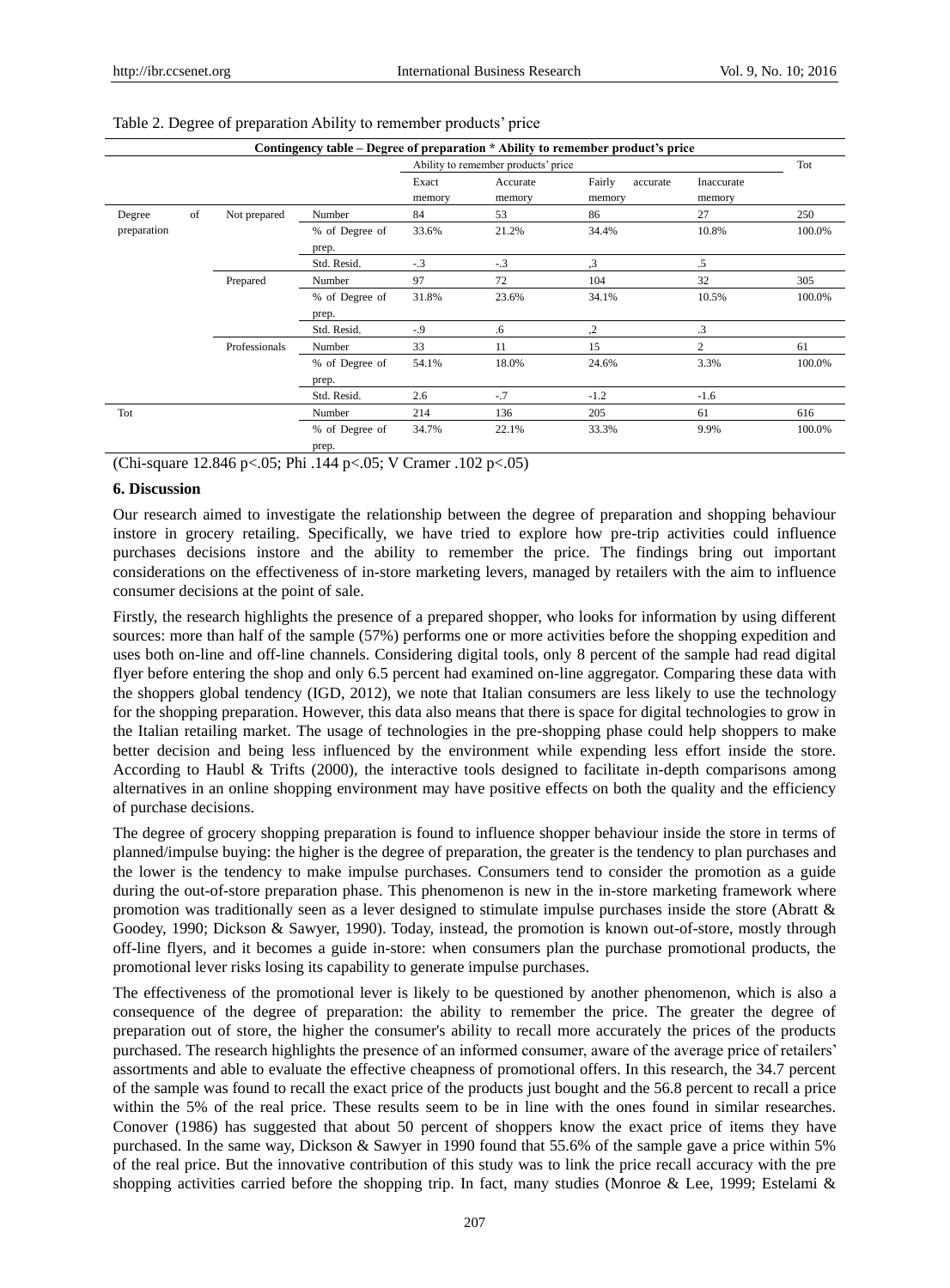Table 2. Degree of preparation Ability to remember products' price

| Contingency table – Degree of preparation * Ability to remember product's price | | | | | | | |
|---|---|---|---|---|---|---|---|
| | | | Ability to remember products' price | | | | Tot |
| | | | Exact memory | Accurate memory | Fairly accurate memory | Inaccurate memory | |
| Degree of preparation | Not prepared | Number | 84 | 53 | 86 | 27 | 250 |
| | | % of Degree of prep. | 33.6% | 21.2% | 34.4% | 10.8% | 100.0% |
| | | Std. Resid. | -.3 | -.3 | ,3 | .5 | |
| | Prepared | Number | 97 | 72 | 104 | 32 | 305 |
| | | % of Degree of prep. | 31.8% | 23.6% | 34.1% | 10.5% | 100.0% |
| | | Std. Resid. | -.9 | .6 | ,2 | .3 | |
| | Professionals | Number | 33 | 11 | 15 | 2 | 61 |
| | | % of Degree of prep. | 54.1% | 18.0% | 24.6% | 3.3% | 100.0% |
| | | Std. Resid. | 2.6 | -.7 | -1.2 | -1.6 | |
| Tot | | Number | 214 | 136 | 205 | 61 | 616 |
| | | % of Degree of prep. | 34.7% | 22.1% | 33.3% | 9.9% | 100.0% |

(Chi-square 12.846 p<.05; Phi .144 p<.05; V Cramer .102 p<.05)

## 6. Discussion

Our research aimed to investigate the relationship between the degree of preparation and shopping behaviour instore in grocery retailing. Specifically, we have tried to explore how pre-trip activities could influence purchases decisions instore and the ability to remember the price. The findings bring out important considerations on the effectiveness of in-store marketing levers, managed by retailers with the aim to influence consumer decisions at the point of sale.

Firstly, the research highlights the presence of a prepared shopper, who looks for information by using different sources: more than half of the sample (57%) performs one or more activities before the shopping expedition and uses both on-line and off-line channels. Considering digital tools, only 8 percent of the sample had read digital flyer before entering the shop and only 6.5 percent had examined on-line aggregator. Comparing these data with the shoppers global tendency (IGD, 2012), we note that Italian consumers are less likely to use the technology for the shopping preparation. However, this data also means that there is space for digital technologies to grow in the Italian retailing market. The usage of technologies in the pre-shopping phase could help shoppers to make better decision and being less influenced by the environment while expending less effort inside the store. According to Haubl & Trifts (2000), the interactive tools designed to facilitate in-depth comparisons among alternatives in an online shopping environment may have positive effects on both the quality and the efficiency of purchase decisions.

The degree of grocery shopping preparation is found to influence shopper behaviour inside the store in terms of planned/impulse buying: the higher is the degree of preparation, the greater is the tendency to plan purchases and the lower is the tendency to make impulse purchases. Consumers tend to consider the promotion as a guide during the out-of-store preparation phase. This phenomenon is new in the in-store marketing framework where promotion was traditionally seen as a lever designed to stimulate impulse purchases inside the store (Abratt & Goodey, 1990; Dickson & Sawyer, 1990). Today, instead, the promotion is known out-of-store, mostly through off-line flyers, and it becomes a guide in-store: when consumers plan the purchase promotional products, the promotional lever risks losing its capability to generate impulse purchases.

The effectiveness of the promotional lever is likely to be questioned by another phenomenon, which is also a consequence of the degree of preparation: the ability to remember the price. The greater the degree of preparation out of store, the higher the consumer's ability to recall more accurately the prices of the products purchased. The research highlights the presence of an informed consumer, aware of the average price of retailers' assortments and able to evaluate the effective cheapness of promotional offers. In this research, the 34.7 percent of the sample was found to recall the exact price of the products just bought and the 56.8 percent to recall a price within the 5% of the real price. These results seem to be in line with the ones found in similar researches. Conover (1986) has suggested that about 50 percent of shoppers know the exact price of items they have purchased. In the same way, Dickson & Sawyer in 1990 found that 55.6% of the sample gave a price within 5% of the real price. But the innovative contribution of this study was to link the price recall accuracy with the pre shopping activities carried before the shopping trip. In fact, many studies (Monroe & Lee, 1999; Estelami &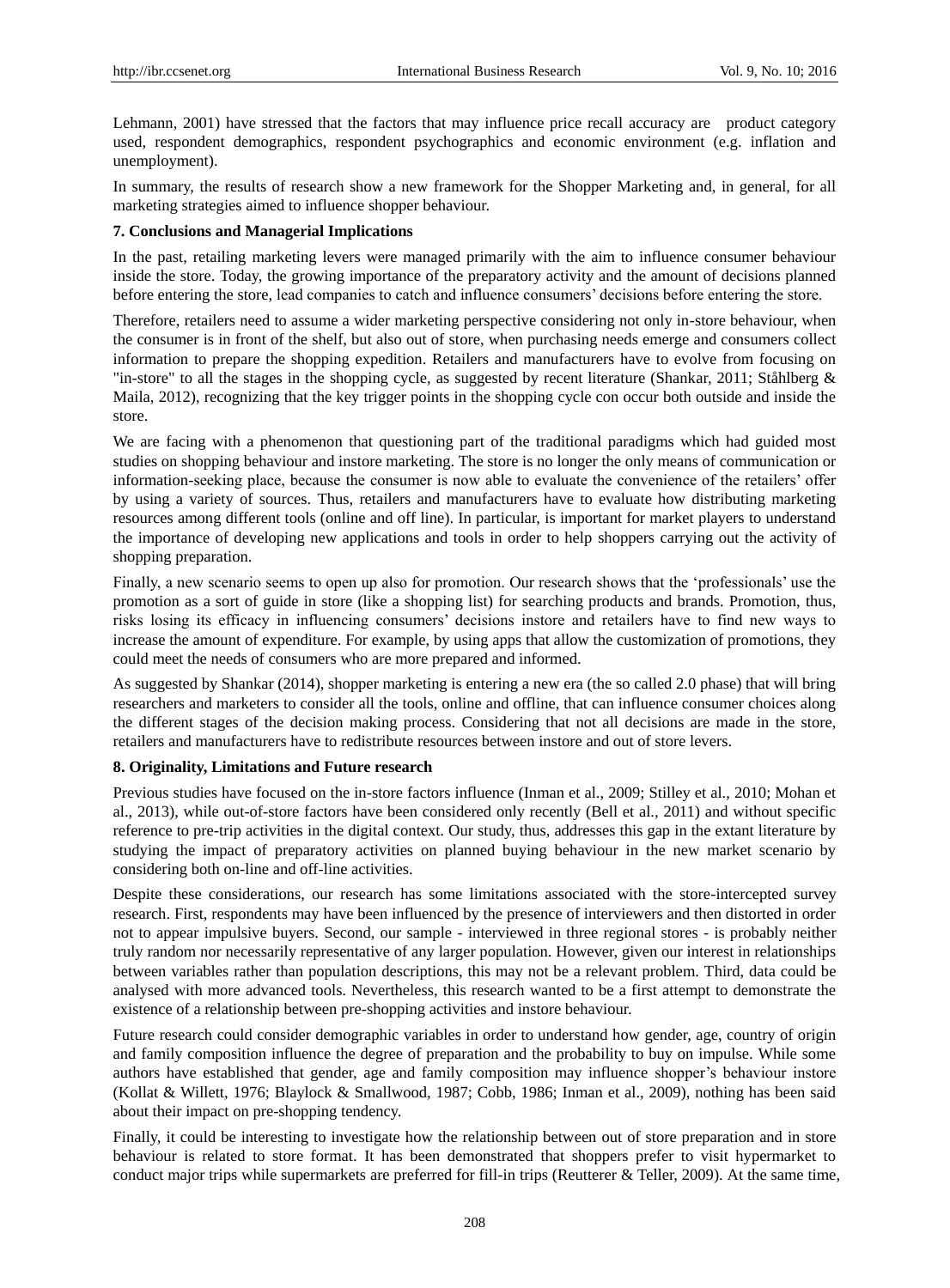Lehmann, 2001) have stressed that the factors that may influence price recall accuracy are product category used, respondent demographics, respondent psychographics and economic environment (e.g. inflation and unemployment).

In summary, the results of research show a new framework for the Shopper Marketing and, in general, for all marketing strategies aimed to influence shopper behaviour.

## 7. Conclusions and Managerial Implications

In the past, retailing marketing levers were managed primarily with the aim to influence consumer behaviour inside the store. Today, the growing importance of the preparatory activity and the amount of decisions planned before entering the store, lead companies to catch and influence consumers' decisions before entering the store.

Therefore, retailers need to assume a wider marketing perspective considering not only in-store behaviour, when the consumer is in front of the shelf, but also out of store, when purchasing needs emerge and consumers collect information to prepare the shopping expedition. Retailers and manufacturers have to evolve from focusing on "in-store" to all the stages in the shopping cycle, as suggested by recent literature (Shankar, 2011; Ståhlberg & Maila, 2012), recognizing that the key trigger points in the shopping cycle con occur both outside and inside the store.

We are facing with a phenomenon that questioning part of the traditional paradigms which had guided most studies on shopping behaviour and instore marketing. The store is no longer the only means of communication or information-seeking place, because the consumer is now able to evaluate the convenience of the retailers' offer by using a variety of sources. Thus, retailers and manufacturers have to evaluate how distributing marketing resources among different tools (online and off line). In particular, is important for market players to understand the importance of developing new applications and tools in order to help shoppers carrying out the activity of shopping preparation.

Finally, a new scenario seems to open up also for promotion. Our research shows that the 'professionals' use the promotion as a sort of guide in store (like a shopping list) for searching products and brands. Promotion, thus, risks losing its efficacy in influencing consumers' decisions instore and retailers have to find new ways to increase the amount of expenditure. For example, by using apps that allow the customization of promotions, they could meet the needs of consumers who are more prepared and informed.

As suggested by Shankar (2014), shopper marketing is entering a new era (the so called 2.0 phase) that will bring researchers and marketers to consider all the tools, online and offline, that can influence consumer choices along the different stages of the decision making process. Considering that not all decisions are made in the store, retailers and manufacturers have to redistribute resources between instore and out of store levers.

## 8. Originality, Limitations and Future research

Previous studies have focused on the in-store factors influence (Inman et al., 2009; Stilley et al., 2010; Mohan et al., 2013), while out-of-store factors have been considered only recently (Bell et al., 2011) and without specific reference to pre-trip activities in the digital context. Our study, thus, addresses this gap in the extant literature by studying the impact of preparatory activities on planned buying behaviour in the new market scenario by considering both on-line and off-line activities.

Despite these considerations, our research has some limitations associated with the store-intercepted survey research. First, respondents may have been influenced by the presence of interviewers and then distorted in order not to appear impulsive buyers. Second, our sample - interviewed in three regional stores - is probably neither truly random nor necessarily representative of any larger population. However, given our interest in relationships between variables rather than population descriptions, this may not be a relevant problem. Third, data could be analysed with more advanced tools. Nevertheless, this research wanted to be a first attempt to demonstrate the existence of a relationship between pre-shopping activities and instore behaviour.

Future research could consider demographic variables in order to understand how gender, age, country of origin and family composition influence the degree of preparation and the probability to buy on impulse. While some authors have established that gender, age and family composition may influence shopper's behaviour instore (Kollat & Willett, 1976; Blaylock & Smallwood, 1987; Cobb, 1986; Inman et al., 2009), nothing has been said about their impact on pre-shopping tendency.

Finally, it could be interesting to investigate how the relationship between out of store preparation and in store behaviour is related to store format. It has been demonstrated that shoppers prefer to visit hypermarket to conduct major trips while supermarkets are preferred for fill-in trips (Reutterer & Teller, 2009). At the same time,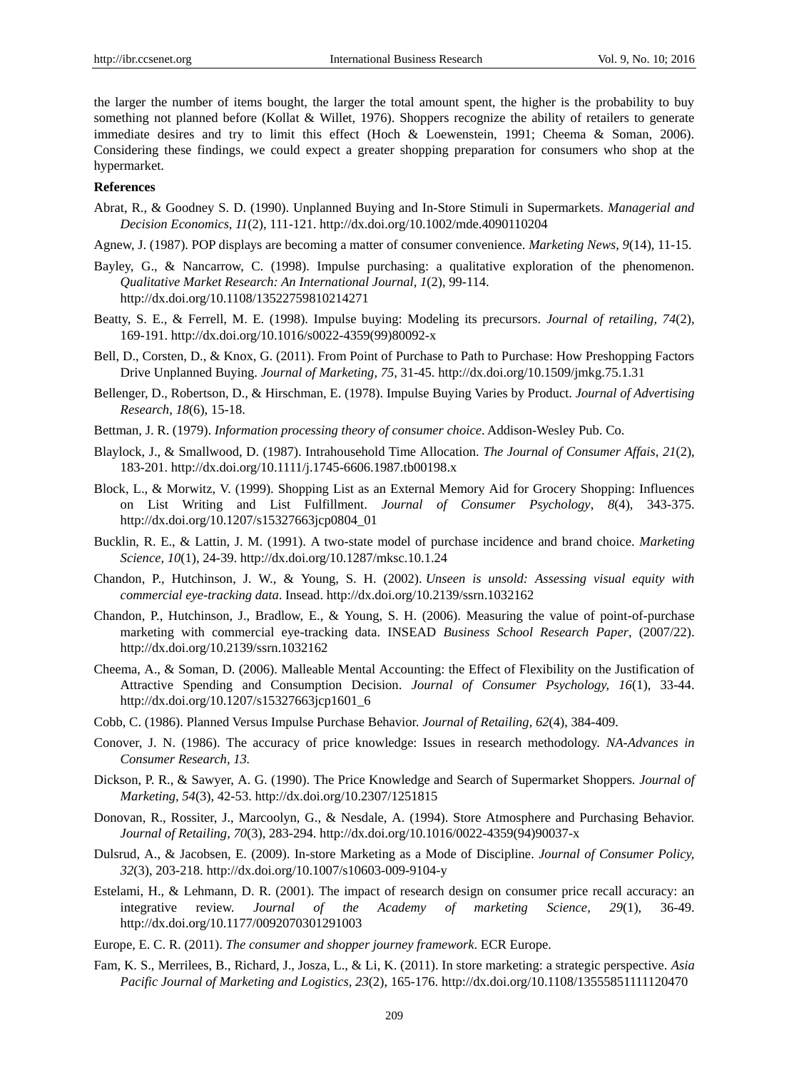the larger the number of items bought, the larger the total amount spent, the higher is the probability to buy something not planned before (Kollat & Willet, 1976). Shoppers recognize the ability of retailers to generate immediate desires and try to limit this effect (Hoch & Loewenstein, 1991; Cheema & Soman, 2006). Considering these findings, we could expect a greater shopping preparation for consumers who shop at the hypermarket.

**References**

Abrat, R., & Goodney S. D. (1990). Unplanned Buying and In-Store Stimuli in Supermarkets. *Managerial and Decision Economics, 11*(2), 111-121. http://dx.doi.org/10.1002/mde.4090110204

Agnew, J. (1987). POP displays are becoming a matter of consumer convenience. *Marketing News, 9*(14), 11-15.

Bayley, G., & Nancarrow, C. (1998). Impulse purchasing: a qualitative exploration of the phenomenon. *Qualitative Market Research: An International Journal, 1*(2), 99-114. http://dx.doi.org/10.1108/13522759810214271

Beatty, S. E., & Ferrell, M. E. (1998). Impulse buying: Modeling its precursors. *Journal of retailing, 74*(2), 169-191. http://dx.doi.org/10.1016/s0022-4359(99)80092-x

Bell, D., Corsten, D., & Knox, G. (2011). From Point of Purchase to Path to Purchase: How Preshopping Factors Drive Unplanned Buying. *Journal of Marketing, 75,* 31-45. http://dx.doi.org/10.1509/jmkg.75.1.31

Bellenger, D., Robertson, D., & Hirschman, E. (1978). Impulse Buying Varies by Product. *Journal of Advertising Research, 18*(6), 15-18.

Bettman, J. R. (1979). *Information processing theory of consumer choice*. Addison-Wesley Pub. Co.

Blaylock, J., & Smallwood, D. (1987). Intrahousehold Time Allocation. *The Journal of Consumer Affais, 21*(2), 183-201. http://dx.doi.org/10.1111/j.1745-6606.1987.tb00198.x

Block, L., & Morwitz, V. (1999). Shopping List as an External Memory Aid for Grocery Shopping: Influences on List Writing and List Fulfillment. *Journal of Consumer Psychology, 8*(4), 343-375. http://dx.doi.org/10.1207/s15327663jcp0804_01

Bucklin, R. E., & Lattin, J. M. (1991). A two-state model of purchase incidence and brand choice. *Marketing Science, 10*(1), 24-39. http://dx.doi.org/10.1287/mksc.10.1.24

Chandon, P., Hutchinson, J. W., & Young, S. H. (2002). *Unseen is unsold: Assessing visual equity with commercial eye-tracking data*. Insead. http://dx.doi.org/10.2139/ssrn.1032162

Chandon, P., Hutchinson, J., Bradlow, E., & Young, S. H. (2006). Measuring the value of point-of-purchase marketing with commercial eye-tracking data. INSEAD *Business School Research Paper*, (2007/22). http://dx.doi.org/10.2139/ssrn.1032162

Cheema, A., & Soman, D. (2006). Malleable Mental Accounting: the Effect of Flexibility on the Justification of Attractive Spending and Consumption Decision. *Journal of Consumer Psychology, 16*(1), 33-44. http://dx.doi.org/10.1207/s15327663jcp1601_6

Cobb, C. (1986). Planned Versus Impulse Purchase Behavior. *Journal of Retailing, 62*(4), 384-409.

Conover, J. N. (1986). The accuracy of price knowledge: Issues in research methodology. *NA-Advances in Consumer Research, 13.*

Dickson, P. R., & Sawyer, A. G. (1990). The Price Knowledge and Search of Supermarket Shoppers. *Journal of Marketing, 54*(3), 42-53. http://dx.doi.org/10.2307/1251815

Donovan, R., Rossiter, J., Marcoolyn, G., & Nesdale, A. (1994). Store Atmosphere and Purchasing Behavior. *Journal of Retailing, 70*(3), 283-294. http://dx.doi.org/10.1016/0022-4359(94)90037-x

Dulsrud, A., & Jacobsen, E. (2009). In-store Marketing as a Mode of Discipline. *Journal of Consumer Policy, 32*(3), 203-218. http://dx.doi.org/10.1007/s10603-009-9104-y

Estelami, H., & Lehmann, D. R. (2001). The impact of research design on consumer price recall accuracy: an integrative review. *Journal of the Academy of marketing Science, 29*(1), 36-49. http://dx.doi.org/10.1177/0092070301291003

Europe, E. C. R. (2011). *The consumer and shopper journey framework*. ECR Europe.

Fam, K. S., Merrilees, B., Richard, J., Josza, L., & Li, K. (2011). In store marketing: a strategic perspective. *Asia Pacific Journal of Marketing and Logistics, 23*(2), 165-176. http://dx.doi.org/10.1108/13555851111120470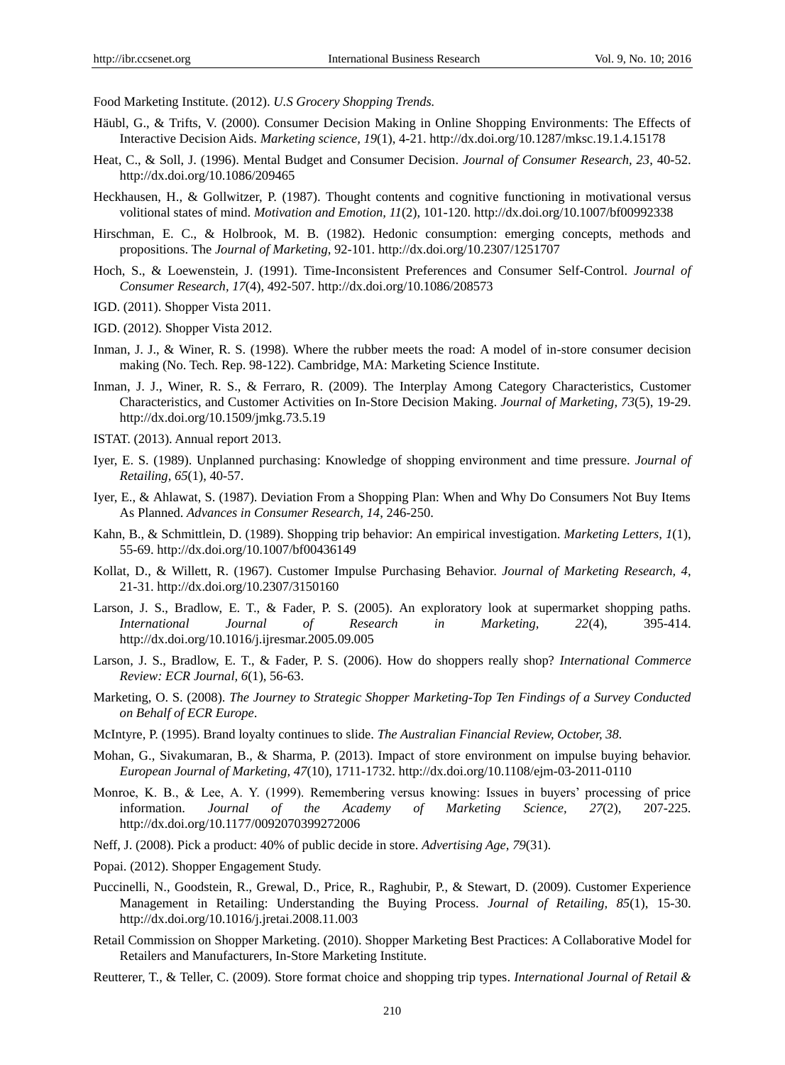Food Marketing Institute. (2012). *U.S Grocery Shopping Trends.*

Häubl, G., & Trifts, V. (2000). Consumer Decision Making in Online Shopping Environments: The Effects of Interactive Decision Aids. *Marketing science, 19*(1), 4-21. http://dx.doi.org/10.1287/mksc.19.1.4.15178

Heat, C., & Soll, J. (1996). Mental Budget and Consumer Decision. *Journal of Consumer Research, 23*, 40-52. http://dx.doi.org/10.1086/209465

Heckhausen, H., & Gollwitzer, P. (1987). Thought contents and cognitive functioning in motivational versus volitional states of mind. *Motivation and Emotion, 11*(2), 101-120. http://dx.doi.org/10.1007/bf00992338

Hirschman, E. C., & Holbrook, M. B. (1982). Hedonic consumption: emerging concepts, methods and propositions. The *Journal of Marketing*, 92-101. http://dx.doi.org/10.2307/1251707

Hoch, S., & Loewenstein, J. (1991). Time-Inconsistent Preferences and Consumer Self-Control. *Journal of Consumer Research, 17*(4), 492-507. http://dx.doi.org/10.1086/208573

IGD. (2011). Shopper Vista 2011.

IGD. (2012). Shopper Vista 2012.

Inman, J. J., & Winer, R. S. (1998). Where the rubber meets the road: A model of in-store consumer decision making (No. Tech. Rep. 98-122). Cambridge, MA: Marketing Science Institute.

Inman, J. J., Winer, R. S., & Ferraro, R. (2009). The Interplay Among Category Characteristics, Customer Characteristics, and Customer Activities on In-Store Decision Making. *Journal of Marketing, 73*(5), 19-29. http://dx.doi.org/10.1509/jmkg.73.5.19

ISTAT. (2013). Annual report 2013.

Iyer, E. S. (1989). Unplanned purchasing: Knowledge of shopping environment and time pressure. *Journal of Retailing, 65*(1), 40-57.

Iyer, E., & Ahlawat, S. (1987). Deviation From a Shopping Plan: When and Why Do Consumers Not Buy Items As Planned. *Advances in Consumer Research, 14*, 246-250.

Kahn, B., & Schmittlein, D. (1989). Shopping trip behavior: An empirical investigation. *Marketing Letters, 1*(1), 55-69. http://dx.doi.org/10.1007/bf00436149

Kollat, D., & Willett, R. (1967). Customer Impulse Purchasing Behavior. *Journal of Marketing Research, 4*, 21-31. http://dx.doi.org/10.2307/3150160

Larson, J. S., Bradlow, E. T., & Fader, P. S. (2005). An exploratory look at supermarket shopping paths. *International Journal of Research in Marketing, 22*(4), 395-414. http://dx.doi.org/10.1016/j.ijresmar.2005.09.005

Larson, J. S., Bradlow, E. T., & Fader, P. S. (2006). How do shoppers really shop? *International Commerce Review: ECR Journal, 6*(1), 56-63.

Marketing, O. S. (2008). *The Journey to Strategic Shopper Marketing-Top Ten Findings of a Survey Conducted on Behalf of ECR Europe*.

McIntyre, P. (1995). Brand loyalty continues to slide. *The Australian Financial Review, October, 38.*

Mohan, G., Sivakumaran, B., & Sharma, P. (2013). Impact of store environment on impulse buying behavior. *European Journal of Marketing, 47*(10), 1711-1732. http://dx.doi.org/10.1108/ejm-03-2011-0110

Monroe, K. B., & Lee, A. Y. (1999). Remembering versus knowing: Issues in buyers' processing of price information. *Journal of the Academy of Marketing Science, 27*(2), 207-225. http://dx.doi.org/10.1177/0092070399272006

Neff, J. (2008). Pick a product: 40% of public decide in store. *Advertising Age, 79*(31).

Popai. (2012). Shopper Engagement Study.

Puccinelli, N., Goodstein, R., Grewal, D., Price, R., Raghubir, P., & Stewart, D. (2009). Customer Experience Management in Retailing: Understanding the Buying Process. *Journal of Retailing, 85*(1), 15-30. http://dx.doi.org/10.1016/j.jretai.2008.11.003

Retail Commission on Shopper Marketing. (2010). Shopper Marketing Best Practices: A Collaborative Model for Retailers and Manufacturers, In-Store Marketing Institute.

Reutterer, T., & Teller, C. (2009). Store format choice and shopping trip types. *International Journal of Retail &*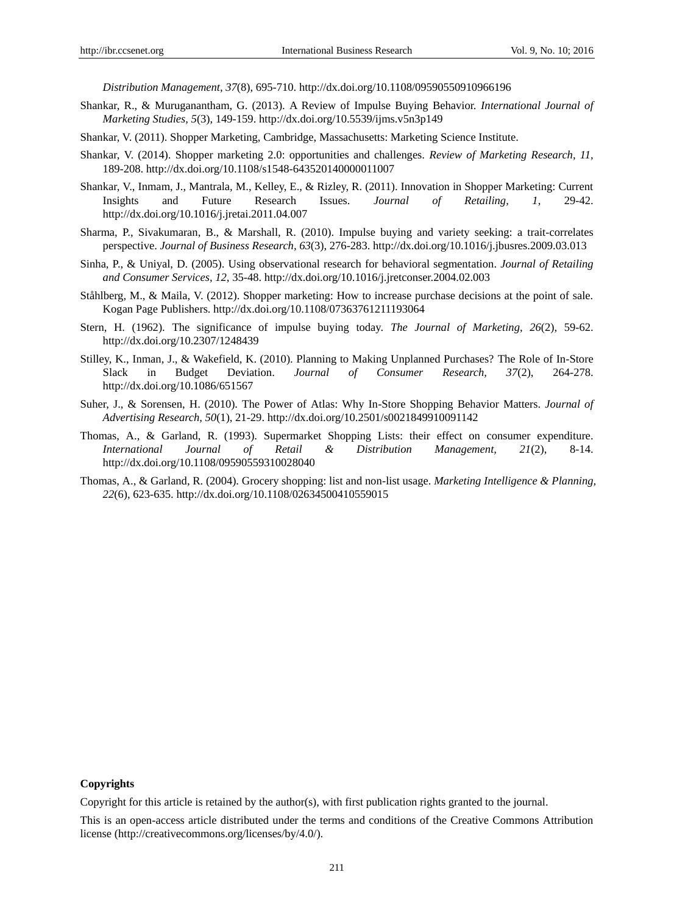*Distribution Management, 37*(8), 695-710. http://dx.doi.org/10.1108/09590550910966196

Shankar, R., & Muruganantham, G. (2013). A Review of Impulse Buying Behavior. *International Journal of Marketing Studies, 5*(3), 149-159. http://dx.doi.org/10.5539/ijms.v5n3p149

Shankar, V. (2011). Shopper Marketing, Cambridge, Massachusetts: Marketing Science Institute.

Shankar, V. (2014). Shopper marketing 2.0: opportunities and challenges. *Review of Marketing Research, 11*, 189-208. http://dx.doi.org/10.1108/s1548-643520140000011007

Shankar, V., Inmam, J., Mantrala, M., Kelley, E., & Rizley, R. (2011). Innovation in Shopper Marketing: Current Insights and Future Research Issues. *Journal of Retailing, 1*, 29-42. http://dx.doi.org/10.1016/j.jretai.2011.04.007

Sharma, P., Sivakumaran, B., & Marshall, R. (2010). Impulse buying and variety seeking: a trait-correlates perspective. *Journal of Business Research, 63*(3), 276-283. http://dx.doi.org/10.1016/j.jbusres.2009.03.013

Sinha, P., & Uniyal, D. (2005). Using observational research for behavioral segmentation. *Journal of Retailing and Consumer Services, 12,* 35-48. http://dx.doi.org/10.1016/j.jretconser.2004.02.003

Ståhlberg, M., & Maila, V. (2012). Shopper marketing: How to increase purchase decisions at the point of sale. Kogan Page Publishers. http://dx.doi.org/10.1108/07363761211193064

Stern, H. (1962). The significance of impulse buying today. *The Journal of Marketing, 26*(2), 59-62. http://dx.doi.org/10.2307/1248439

Stilley, K., Inman, J., & Wakefield, K. (2010). Planning to Making Unplanned Purchases? The Role of In-Store Slack in Budget Deviation. *Journal of Consumer Research, 37*(2), 264-278. http://dx.doi.org/10.1086/651567

Suher, J., & Sorensen, H. (2010). The Power of Atlas: Why In-Store Shopping Behavior Matters. *Journal of Advertising Research, 50*(1), 21-29. http://dx.doi.org/10.2501/s0021849910091142

Thomas, A., & Garland, R. (1993). Supermarket Shopping Lists: their effect on consumer expenditure. *International Journal of Retail & Distribution Management, 21*(2), 8-14. http://dx.doi.org/10.1108/09590559310028040

Thomas, A., & Garland, R. (2004). Grocery shopping: list and non-list usage. *Marketing Intelligence & Planning, 22*(6), 623-635. http://dx.doi.org/10.1108/02634500410559015

**Copyrights**

Copyright for this article is retained by the author(s), with first publication rights granted to the journal.

This is an open-access article distributed under the terms and conditions of the Creative Commons Attribution license (http://creativecommons.org/licenses/by/4.0/).